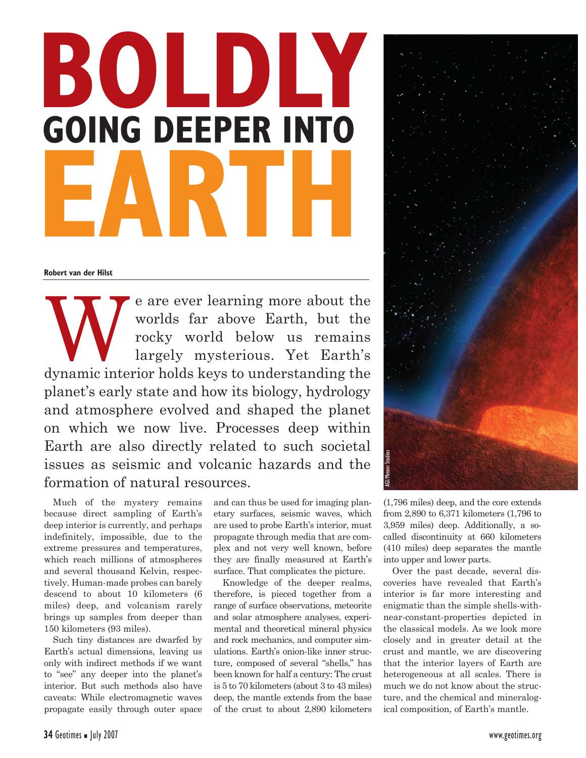# BOLDLY GOING DEEPER INTO EARTH

**Robert van der Hilst**

We are ever learning more about the worlds far above Earth, but the rocky world below us remains largely mysterious. Yet Earth's dynamic interior holds keys to understanding the planet's early state and how its biology, hydrology and atmosphere evolved and shaped the planet on which we now live. Processes deep within Earth are also directly related to such societal issues as seismic and volcanic hazards and the formation of natural resources.

AGI/Meteor Studios

Much of the mystery remains because direct sampling of Earth's deep interior is currently, and perhaps indefinitely, impossible, due to the extreme pressures and temperatures, which reach millions of atmospheres and several thousand Kelvin, respectively. Human-made probes can barely descend to about 10 kilometers (6 miles) deep, and volcanism rarely brings up samples from deeper than 150 kilometers (93 miles).

Such tiny distances are dwarfed by Earth's actual dimensions, leaving us only with indirect methods if we want to "see" any deeper into the planet's interior. But such methods also have caveats: While electromagnetic waves propagate easily through outer space and can thus be used for imaging planetary surfaces, seismic waves, which are used to probe Earth's interior, must propagate through media that are complex and not very well known, before they are finally measured at Earth's surface. That complicates the picture.

Knowledge of the deeper realms, therefore, is pieced together from a range of surface observations, meteorite and solar atmosphere analyses, experimental and theoretical mineral physics and rock mechanics, and computer simulations. Earth's onion-like inner structure, composed of several "shells," has been known for half a century: The crust is 5 to 70 kilometers (about 3 to 43 miles) deep, the mantle extends from the base of the crust to about 2,890 kilometers (1,796 miles) deep, and the core extends from 2,890 to 6,371 kilometers (1,796 to 3,959 miles) deep. Additionally, a so-called discontinuity at 660 kilometers (410 miles) deep separates the mantle into upper and lower parts.

Over the past decade, several discoveries have revealed that Earth's interior is far more interesting and enigmatic than the simple shells-with-near-constant-properties depicted in the classical models. As we look more closely and in greater detail at the crust and mantle, we are discovering that the interior layers of Earth are heterogeneous at all scales. There is much we do not know about the structure, and the chemical and mineralogical composition, of Earth's mantle.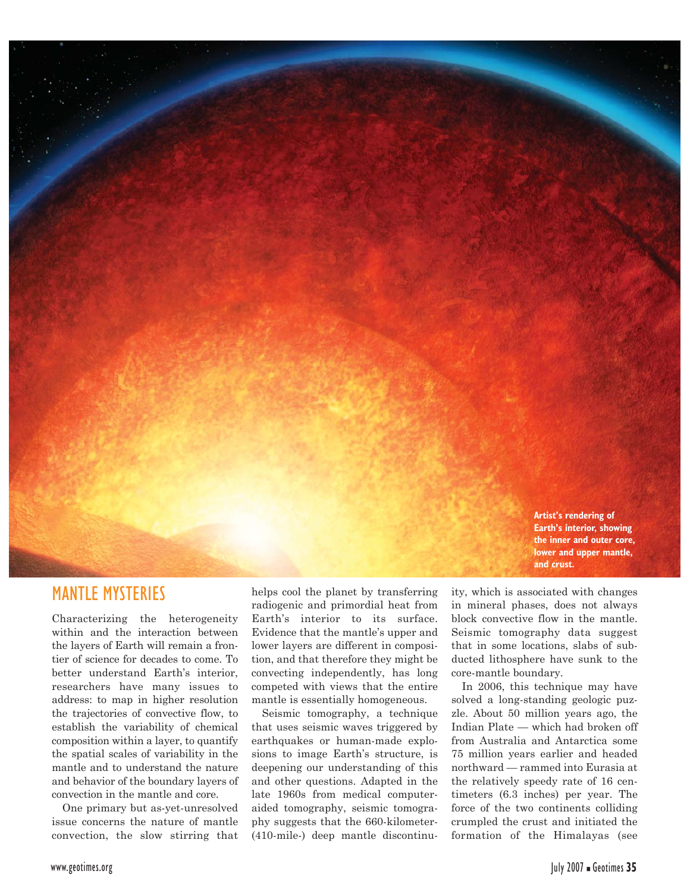Artist's rendering of Earth's interior, showing the inner and outer core, lower and upper mantle, and crust.

## MANTLE MYSTERIES

Characterizing the heterogeneity within and the interaction between the layers of Earth will remain a frontier of science for decades to come. To better understand Earth's interior, researchers have many issues to address: to map in higher resolution the trajectories of convective flow, to establish the variability of chemical composition within a layer, to quantify the spatial scales of variability in the mantle and to understand the nature and behavior of the boundary layers of convection in the mantle and core.

One primary but as-yet-unresolved issue concerns the nature of mantle convection, the slow stirring that helps cool the planet by transferring radiogenic and primordial heat from Earth's interior to its surface. Evidence that the mantle's upper and lower layers are different in composition, and that therefore they might be convecting independently, has long competed with views that the entire mantle is essentially homogeneous.

Seismic tomography, a technique that uses seismic waves triggered by earthquakes or human-made explosions to image Earth's structure, is deepening our understanding of this and other questions. Adapted in the late 1960s from medical computer-aided tomography, seismic tomography suggests that the 660-kilometer- (410-mile-) deep mantle discontinuity, which is associated with changes in mineral phases, does not always block convective flow in the mantle. Seismic tomography data suggest that in some locations, slabs of subducted lithosphere have sunk to the core-mantle boundary.

In 2006, this technique may have solved a long-standing geologic puzzle. About 50 million years ago, the Indian Plate — which had broken off from Australia and Antarctica some 75 million years earlier and headed northward — rammed into Eurasia at the relatively speedy rate of 16 centimeters (6.3 inches) per year. The force of the two continents colliding crumpled the crust and initiated the formation of the Himalayas (see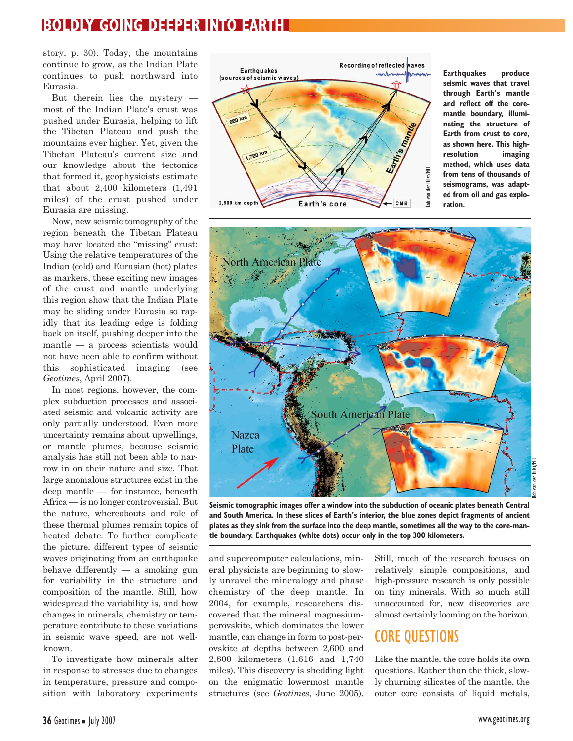story, p. 30). Today, the mountains continue to grow, as the Indian Plate continues to push northward into Eurasia.

But therein lies the mystery — most of the Indian Plate's crust was pushed under Eurasia, helping to lift the Tibetan Plateau and push the mountains ever higher. Yet, given the Tibetan Plateau's current size and our knowledge about the tectonics that formed it, geophysicists estimate that about 2,400 kilometers (1,491 miles) of the crust pushed under Eurasia are missing.

Now, new seismic tomography of the region beneath the Tibetan Plateau may have located the "missing" crust: Using the relative temperatures of the Indian (cold) and Eurasian (hot) plates as markers, these exciting new images of the crust and mantle underlying this region show that the Indian Plate may be sliding under Eurasia so rapidly that its leading edge is folding back on itself, pushing deeper into the mantle — a process scientists would not have been able to confirm without this sophisticated imaging (see *Geotimes*, April 2007).

In most regions, however, the complex subduction processes and associated seismic and volcanic activity are only partially understood. Even more uncertainty remains about upwellings, or mantle plumes, because seismic analysis has still not been able to narrow in on their nature and size. That large anomalous structures exist in the deep mantle — for instance, beneath Africa — is no longer controversial. But the nature, whereabouts and role of these thermal plumes remain topics of heated debate. To further complicate the picture, different types of seismic waves originating from an earthquake behave differently — a smoking gun for variability in the structure and composition of the mantle. Still, how widespread the variability is, and how changes in minerals, chemistry or temperature contribute to these variations in seismic wave speed, are not well-known.

To investigate how minerals alter in response to stresses due to changes in temperature, pressure and composition with laboratory experiments and supercomputer calculations, mineral physicists are beginning to slowly unravel the mineralogy and phase chemistry of the deep mantle. In 2004, for example, researchers discovered that the mineral magnesium-perovskite, which dominates the lower mantle, can change in form to post-perovskite at depths between 2,600 and 2,800 kilometers (1,616 and 1,740 miles). This discovery is shedding light on the enigmatic lowermost mantle structures (see *Geotimes*, June 2005).

Still, much of the research focuses on relatively simple compositions, and high-pressure research is only possible on tiny minerals. With so much still unaccounted for, new discoveries are almost certainly looming on the horizon.

**Earthquakes produce seismic waves that travel through Earth's mantle and reflect off the core-mantle boundary, illuminating the structure of Earth from crust to core, as shown here. This high-resolution imaging method, which uses data from tens of thousands of seismograms, was adapted from oil and gas exploration.**

**Seismic tomographic images offer a window into the subduction of oceanic plates beneath Central and South America. In these slices of Earth's interior, the blue zones depict fragments of ancient plates as they sink from the surface into the deep mantle, sometimes all the way to the core-mantle boundary. Earthquakes (white dots) occur only in the top 300 kilometers.**

## CORE QUESTIONS

Like the mantle, the core holds its own questions. Rather than the thick, slowly churning silicates of the mantle, the outer core consists of liquid metals,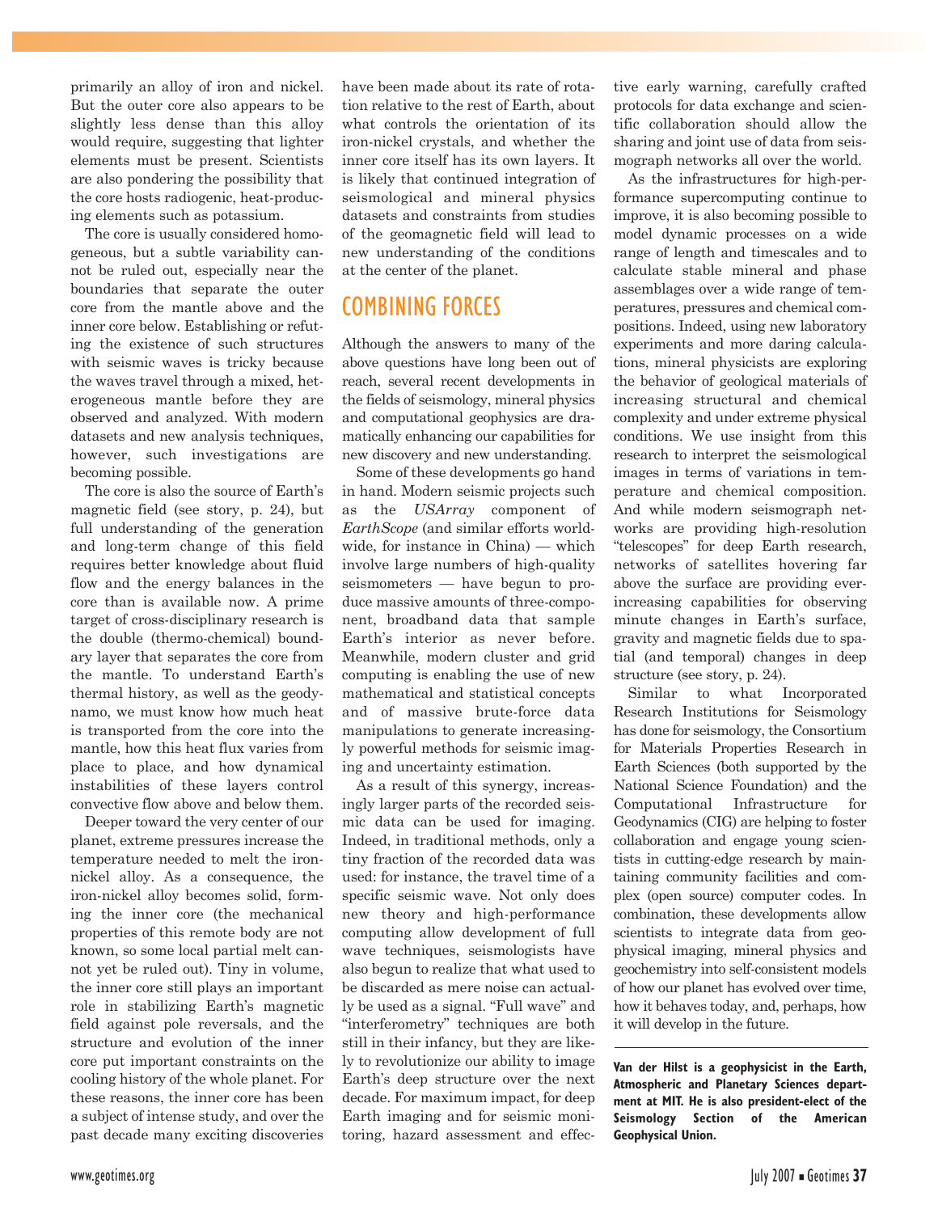primarily an alloy of iron and nickel. But the outer core also appears to be slightly less dense than this alloy would require, suggesting that lighter elements must be present. Scientists are also pondering the possibility that the core hosts radiogenic, heat-producing elements such as potassium.

The core is usually considered homogeneous, but a subtle variability cannot be ruled out, especially near the boundaries that separate the outer core from the mantle above and the inner core below. Establishing or refuting the existence of such structures with seismic waves is tricky because the waves travel through a mixed, heterogeneous mantle before they are observed and analyzed. With modern datasets and new analysis techniques, however, such investigations are becoming possible.

The core is also the source of Earth's magnetic field (see story, p. 24), but full understanding of the generation and long-term change of this field requires better knowledge about fluid flow and the energy balances in the core than is available now. A prime target of cross-disciplinary research is the double (thermo-chemical) boundary layer that separates the core from the mantle. To understand Earth's thermal history, as well as the geodynamo, we must know how much heat is transported from the core into the mantle, how this heat flux varies from place to place, and how dynamical instabilities of these layers control convective flow above and below them.

Deeper toward the very center of our planet, extreme pressures increase the temperature needed to melt the iron-nickel alloy. As a consequence, the iron-nickel alloy becomes solid, forming the inner core (the mechanical properties of this remote body are not known, so some local partial melt cannot yet be ruled out). Tiny in volume, the inner core still plays an important role in stabilizing Earth's magnetic field against pole reversals, and the structure and evolution of the inner core put important constraints on the cooling history of the whole planet. For these reasons, the inner core has been a subject of intense study, and over the past decade many exciting discoveries have been made about its rate of rotation relative to the rest of Earth, about what controls the orientation of its iron-nickel crystals, and whether the inner core itself has its own layers. It is likely that continued integration of seismological and mineral physics datasets and constraints from studies of the geomagnetic field will lead to new understanding of the conditions at the center of the planet.

## COMBINING FORCES

Although the answers to many of the above questions have long been out of reach, several recent developments in the fields of seismology, mineral physics and computational geophysics are dramatically enhancing our capabilities for new discovery and new understanding.

Some of these developments go hand in hand. Modern seismic projects such as the *USArray* component of *EarthScope* (and similar efforts worldwide, for instance in China) — which involve large numbers of high-quality seismometers — have begun to produce massive amounts of three-component, broadband data that sample Earth's interior as never before. Meanwhile, modern cluster and grid computing is enabling the use of new mathematical and statistical concepts and of massive brute-force data manipulations to generate increasingly powerful methods for seismic imaging and uncertainty estimation.

As a result of this synergy, increasingly larger parts of the recorded seismic data can be used for imaging. Indeed, in traditional methods, only a tiny fraction of the recorded data was used: for instance, the travel time of a specific seismic wave. Not only does new theory and high-performance computing allow development of full wave techniques, seismologists have also begun to realize that what used to be discarded as mere noise can actually be used as a signal. "Full wave" and "interferometry" techniques are both still in their infancy, but they are likely to revolutionize our ability to image Earth's deep structure over the next decade. For maximum impact, for deep Earth imaging and for seismic monitoring, hazard assessment and effective early warning, carefully crafted protocols for data exchange and scientific collaboration should allow the sharing and joint use of data from seismograph networks all over the world.

As the infrastructures for high-performance supercomputing continue to improve, it is also becoming possible to model dynamic processes on a wide range of length and timescales and to calculate stable mineral and phase assemblages over a wide range of temperatures, pressures and chemical compositions. Indeed, using new laboratory experiments and more daring calculations, mineral physicists are exploring the behavior of geological materials of increasing structural and chemical complexity and under extreme physical conditions. We use insight from this research to interpret the seismological images in terms of variations in temperature and chemical composition. And while modern seismograph networks are providing high-resolution "telescopes" for deep Earth research, networks of satellites hovering far above the surface are providing ever-increasing capabilities for observing minute changes in Earth's surface, gravity and magnetic fields due to spatial (and temporal) changes in deep structure (see story, p. 24).

Similar to what Incorporated Research Institutions for Seismology has done for seismology, the Consortium for Materials Properties Research in Earth Sciences (both supported by the National Science Foundation) and the Computational Infrastructure for Geodynamics (CIG) are helping to foster collaboration and engage young scientists in cutting-edge research by maintaining community facilities and complex (open source) computer codes. In combination, these developments allow scientists to integrate data from geophysical imaging, mineral physics and geochemistry into self-consistent models of how our planet has evolved over time, how it behaves today, and, perhaps, how it will develop in the future.

---

**Van der Hilst is a geophysicist in the Earth, Atmospheric and Planetary Sciences department at MIT. He is also president-elect of the Seismology Section of the American Geophysical Union.**